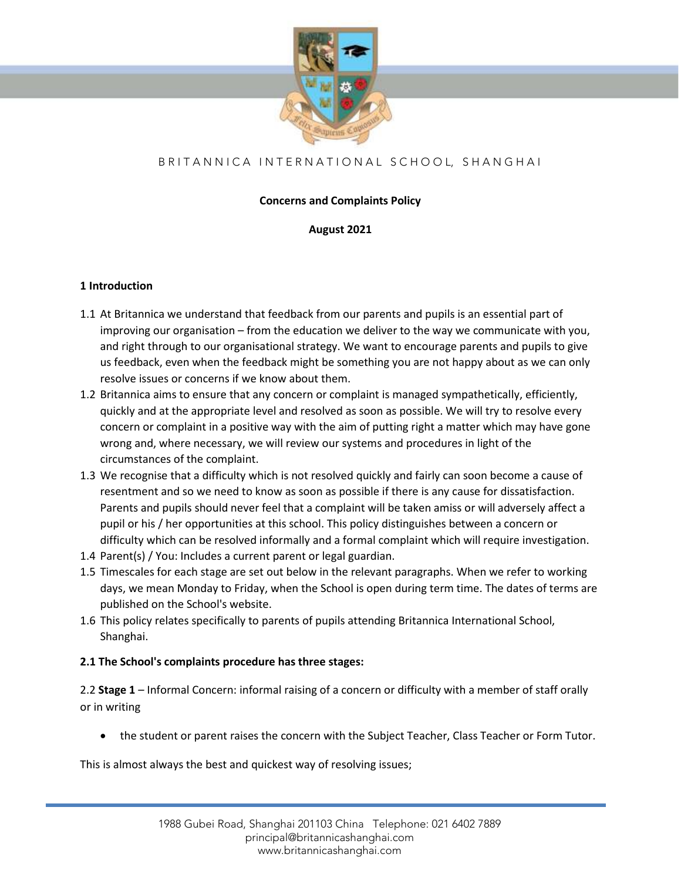BRITANNICA INTERNATIONAL SCHOOL, SHANGHAI

**Concerns and Complaints Policy**

**August 2021**

## 1 Introduction

1.1 At Britannica we understand that feedback from our parents and pupils is an essential part of improving our organisation – from the education we deliver to the way we communicate with you, and right through to our organisational strategy. We want to encourage parents and pupils to give us feedback, even when the feedback might be something you are not happy about as we can only resolve issues or concerns if we know about them.

1.2 Britannica aims to ensure that any concern or complaint is managed sympathetically, efficiently, quickly and at the appropriate level and resolved as soon as possible. We will try to resolve every concern or complaint in a positive way with the aim of putting right a matter which may have gone wrong and, where necessary, we will review our systems and procedures in light of the circumstances of the complaint.

1.3 We recognise that a difficulty which is not resolved quickly and fairly can soon become a cause of resentment and so we need to know as soon as possible if there is any cause for dissatisfaction. Parents and pupils should never feel that a complaint will be taken amiss or will adversely affect a pupil or his / her opportunities at this school. This policy distinguishes between a concern or difficulty which can be resolved informally and a formal complaint which will require investigation.

1.4 Parent(s) / You: Includes a current parent or legal guardian.

1.5 Timescales for each stage are set out below in the relevant paragraphs. When we refer to working days, we mean Monday to Friday, when the School is open during term time. The dates of terms are published on the School's website.

1.6 This policy relates specifically to parents of pupils attending Britannica International School, Shanghai.

**2.1 The School's complaints procedure has three stages:**

2.2 **Stage 1** – Informal Concern: informal raising of a concern or difficulty with a member of staff orally or in writing

- the student or parent raises the concern with the Subject Teacher, Class Teacher or Form Tutor.

This is almost always the best and quickest way of resolving issues;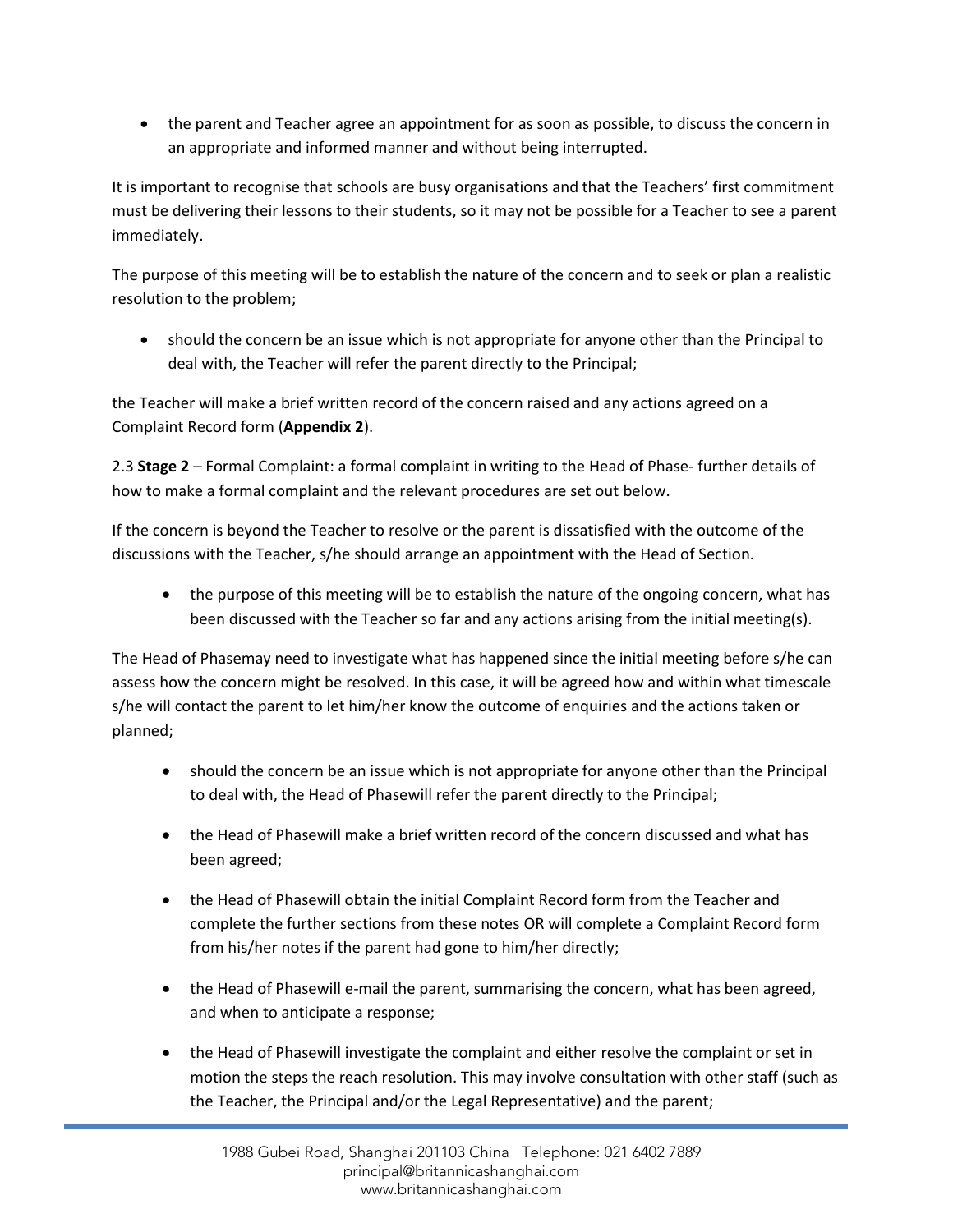- the parent and Teacher agree an appointment for as soon as possible, to discuss the concern in an appropriate and informed manner and without being interrupted.

It is important to recognise that schools are busy organisations and that the Teachers' first commitment must be delivering their lessons to their students, so it may not be possible for a Teacher to see a parent immediately.

The purpose of this meeting will be to establish the nature of the concern and to seek or plan a realistic resolution to the problem;

- should the concern be an issue which is not appropriate for anyone other than the Principal to deal with, the Teacher will refer the parent directly to the Principal;

the Teacher will make a brief written record of the concern raised and any actions agreed on a Complaint Record form (**Appendix 2**).

2.3 **Stage 2** – Formal Complaint: a formal complaint in writing to the Head of Phase- further details of how to make a formal complaint and the relevant procedures are set out below.

If the concern is beyond the Teacher to resolve or the parent is dissatisfied with the outcome of the discussions with the Teacher, s/he should arrange an appointment with the Head of Section.

- the purpose of this meeting will be to establish the nature of the ongoing concern, what has been discussed with the Teacher so far and any actions arising from the initial meeting(s).

The Head of Phasemay need to investigate what has happened since the initial meeting before s/he can assess how the concern might be resolved. In this case, it will be agreed how and within what timescale s/he will contact the parent to let him/her know the outcome of enquiries and the actions taken or planned;

- should the concern be an issue which is not appropriate for anyone other than the Principal to deal with, the Head of Phasewill refer the parent directly to the Principal;
- the Head of Phasewill make a brief written record of the concern discussed and what has been agreed;
- the Head of Phasewill obtain the initial Complaint Record form from the Teacher and complete the further sections from these notes OR will complete a Complaint Record form from his/her notes if the parent had gone to him/her directly;
- the Head of Phasewill e-mail the parent, summarising the concern, what has been agreed, and when to anticipate a response;
- the Head of Phasewill investigate the complaint and either resolve the complaint or set in motion the steps the reach resolution. This may involve consultation with other staff (such as the Teacher, the Principal and/or the Legal Representative) and the parent;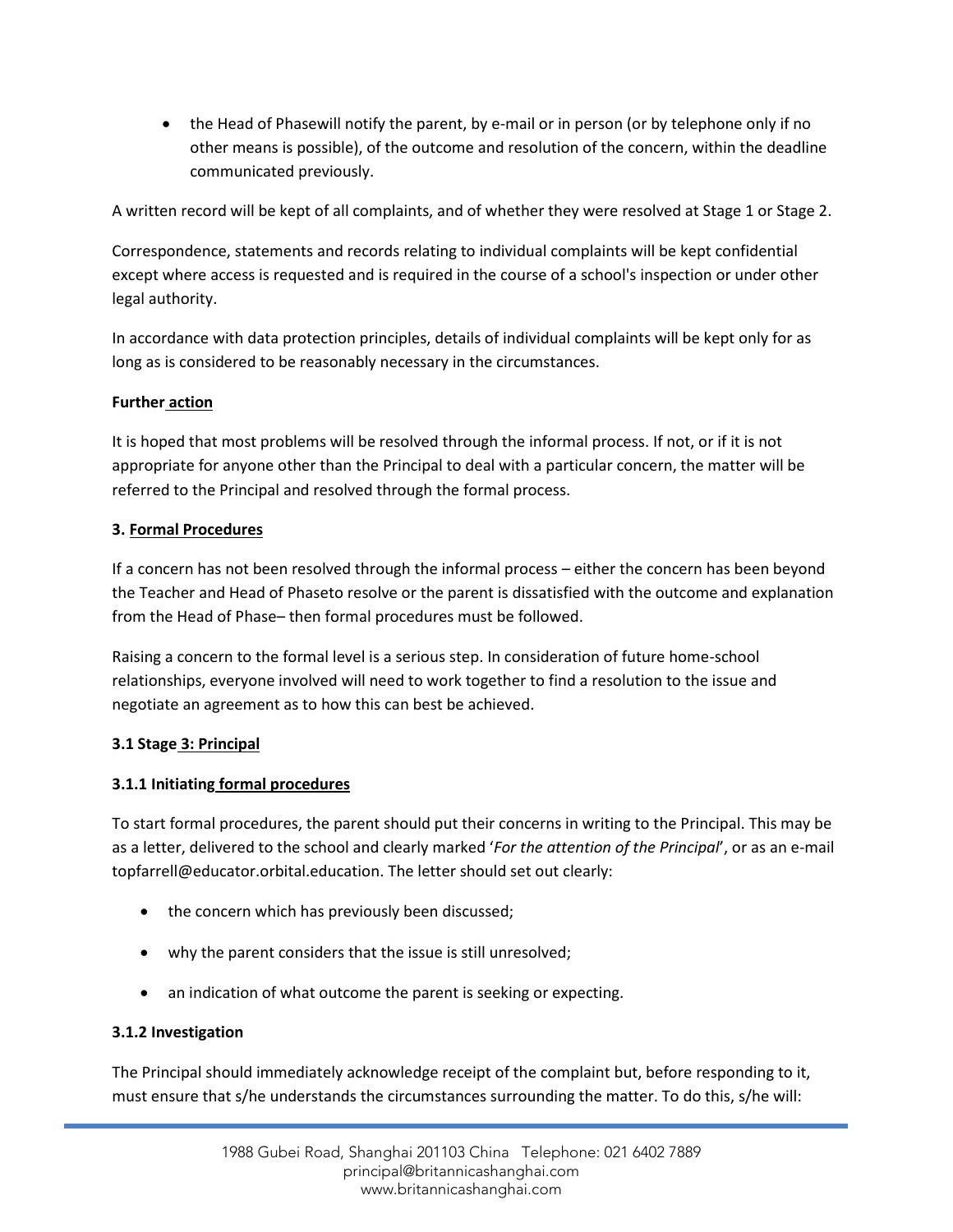- the Head of Phasewill notify the parent, by e-mail or in person (or by telephone only if no other means is possible), of the outcome and resolution of the concern, within the deadline communicated previously.

A written record will be kept of all complaints, and of whether they were resolved at Stage 1 or Stage 2.

Correspondence, statements and records relating to individual complaints will be kept confidential except where access is requested and is required in the course of a school's inspection or under other legal authority.

In accordance with data protection principles, details of individual complaints will be kept only for as long as is considered to be reasonably necessary in the circumstances.

**Further action**

It is hoped that most problems will be resolved through the informal process. If not, or if it is not appropriate for anyone other than the Principal to deal with a particular concern, the matter will be referred to the Principal and resolved through the formal process.

## 3. Formal Procedures

If a concern has not been resolved through the informal process – either the concern has been beyond the Teacher and Head of Phaseto resolve or the parent is dissatisfied with the outcome and explanation from the Head of Phase– then formal procedures must be followed.

Raising a concern to the formal level is a serious step. In consideration of future home-school relationships, everyone involved will need to work together to find a resolution to the issue and negotiate an agreement as to how this can best be achieved.

### 3.1 Stage 3: Principal

#### 3.1.1 Initiating formal procedures

To start formal procedures, the parent should put their concerns in writing to the Principal. This may be as a letter, delivered to the school and clearly marked '*For the attention of the Principal*', or as an e-mail topfarrell@educator.orbital.education. The letter should set out clearly:

- the concern which has previously been discussed;
- why the parent considers that the issue is still unresolved;
- an indication of what outcome the parent is seeking or expecting.

#### 3.1.2 Investigation

The Principal should immediately acknowledge receipt of the complaint but, before responding to it, must ensure that s/he understands the circumstances surrounding the matter. To do this, s/he will: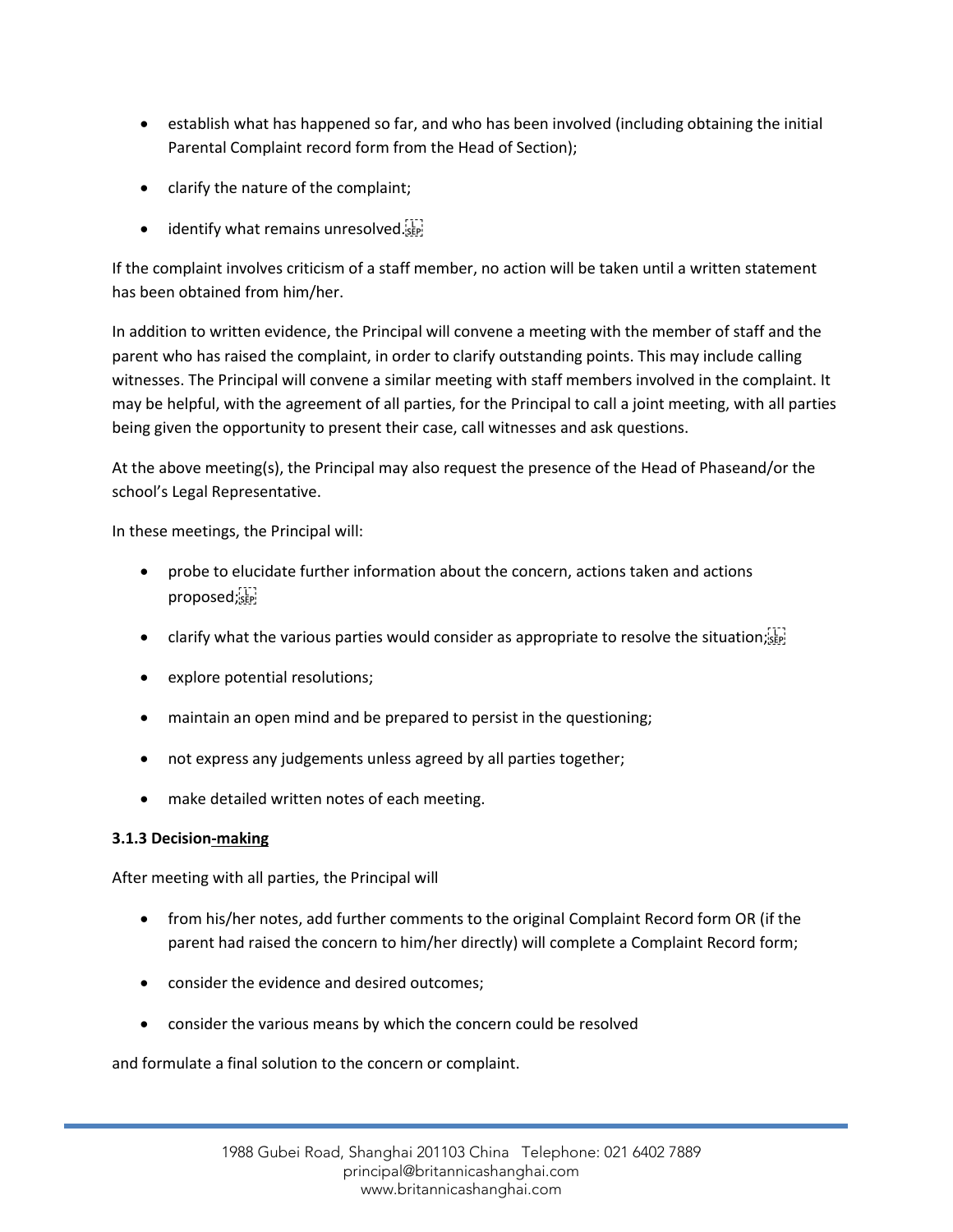- establish what has happened so far, and who has been involved (including obtaining the initial Parental Complaint record form from the Head of Section);
- clarify the nature of the complaint;
- identify what remains unresolved.

If the complaint involves criticism of a staff member, no action will be taken until a written statement has been obtained from him/her.

In addition to written evidence, the Principal will convene a meeting with the member of staff and the parent who has raised the complaint, in order to clarify outstanding points. This may include calling witnesses. The Principal will convene a similar meeting with staff members involved in the complaint. It may be helpful, with the agreement of all parties, for the Principal to call a joint meeting, with all parties being given the opportunity to present their case, call witnesses and ask questions.

At the above meeting(s), the Principal may also request the presence of the Head of Phaseand/or the school's Legal Representative.

In these meetings, the Principal will:

- probe to elucidate further information about the concern, actions taken and actions proposed;
- clarify what the various parties would consider as appropriate to resolve the situation;
- explore potential resolutions;
- maintain an open mind and be prepared to persist in the questioning;
- not express any judgements unless agreed by all parties together;
- make detailed written notes of each meeting.

**3.1.3 Decision-making**

After meeting with all parties, the Principal will

- from his/her notes, add further comments to the original Complaint Record form OR (if the parent had raised the concern to him/her directly) will complete a Complaint Record form;
- consider the evidence and desired outcomes;
- consider the various means by which the concern could be resolved

and formulate a final solution to the concern or complaint.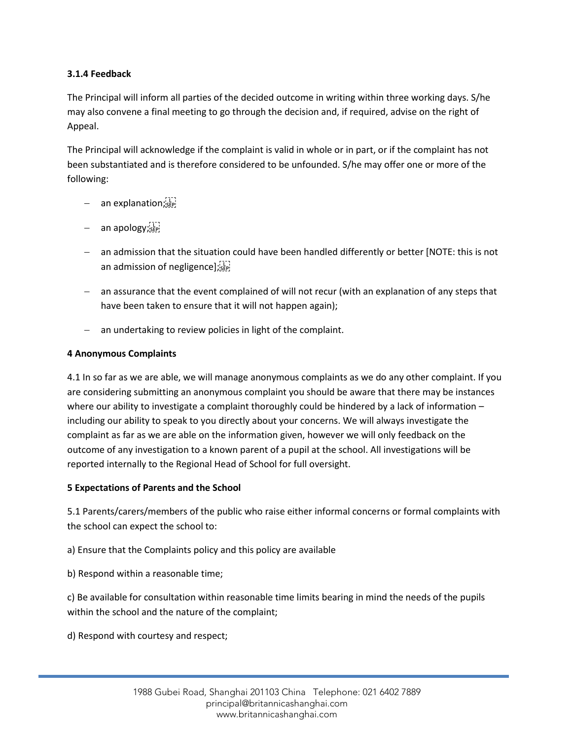**3.1.4 Feedback**

The Principal will inform all parties of the decided outcome in writing within three working days. S/he may also convene a final meeting to go through the decision and, if required, advise on the right of Appeal.

The Principal will acknowledge if the complaint is valid in whole or in part, or if the complaint has not been substantiated and is therefore considered to be unfounded. S/he may offer one or more of the following:

- an explanation;
- an apology;
- an admission that the situation could have been handled differently or better [NOTE: this is not an admission of negligence];
- an assurance that the event complained of will not recur (with an explanation of any steps that have been taken to ensure that it will not happen again);
- an undertaking to review policies in light of the complaint.

**4 Anonymous Complaints**

4.1 In so far as we are able, we will manage anonymous complaints as we do any other complaint. If you are considering submitting an anonymous complaint you should be aware that there may be instances where our ability to investigate a complaint thoroughly could be hindered by a lack of information – including our ability to speak to you directly about your concerns. We will always investigate the complaint as far as we are able on the information given, however we will only feedback on the outcome of any investigation to a known parent of a pupil at the school. All investigations will be reported internally to the Regional Head of School for full oversight.

**5 Expectations of Parents and the School**

5.1 Parents/carers/members of the public who raise either informal concerns or formal complaints with the school can expect the school to:

a) Ensure that the Complaints policy and this policy are available

b) Respond within a reasonable time;

c) Be available for consultation within reasonable time limits bearing in mind the needs of the pupils within the school and the nature of the complaint;

d) Respond with courtesy and respect;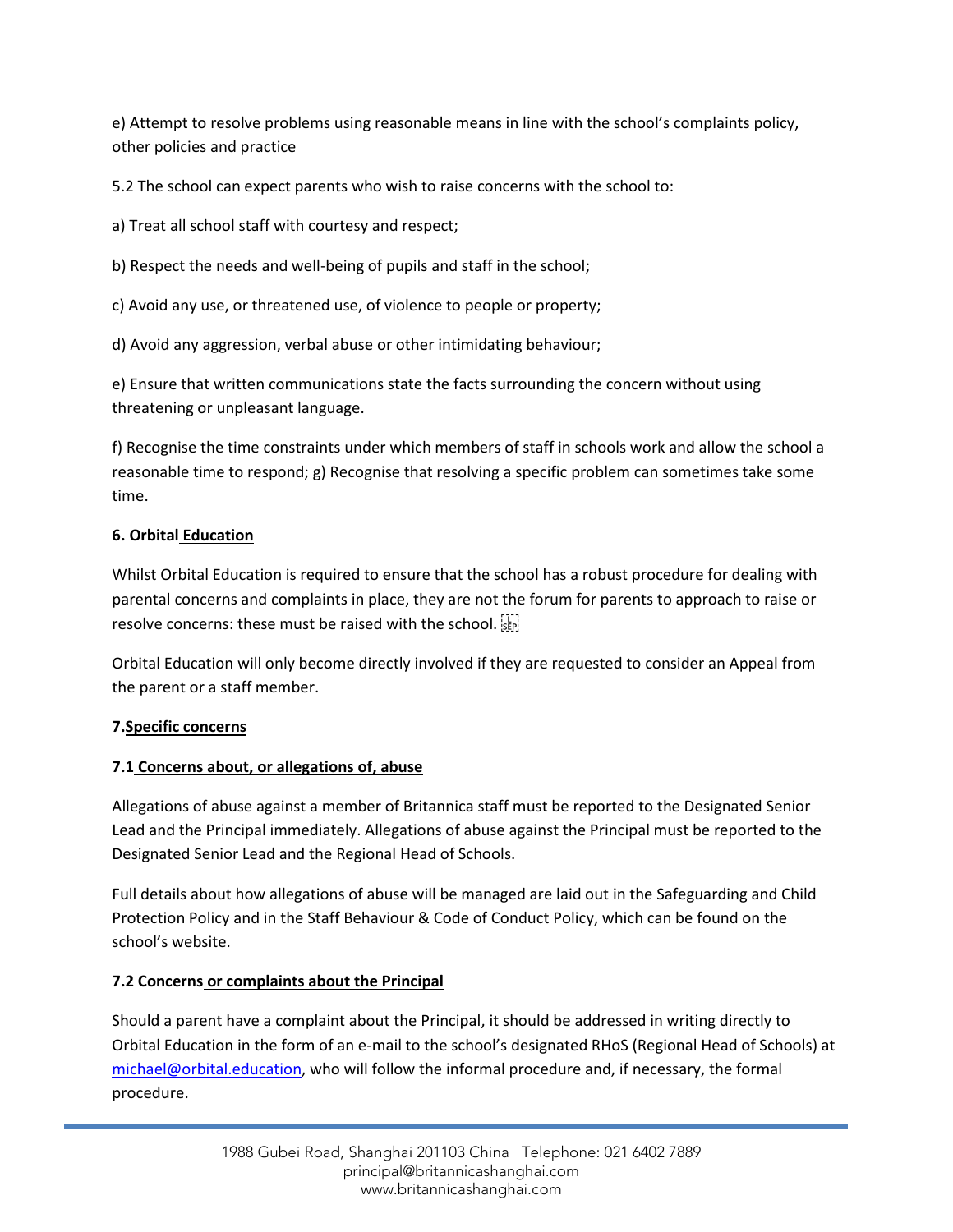e) Attempt to resolve problems using reasonable means in line with the school's complaints policy, other policies and practice

5.2 The school can expect parents who wish to raise concerns with the school to:

a) Treat all school staff with courtesy and respect;

b) Respect the needs and well-being of pupils and staff in the school;

c) Avoid any use, or threatened use, of violence to people or property;

d) Avoid any aggression, verbal abuse or other intimidating behaviour;

e) Ensure that written communications state the facts surrounding the concern without using threatening or unpleasant language.

f) Recognise the time constraints under which members of staff in schools work and allow the school a reasonable time to respond; g) Recognise that resolving a specific problem can sometimes take some time.

**6. Orbital Education**

Whilst Orbital Education is required to ensure that the school has a robust procedure for dealing with parental concerns and complaints in place, they are not the forum for parents to approach to raise or resolve concerns: these must be raised with the school.

Orbital Education will only become directly involved if they are requested to consider an Appeal from the parent or a staff member.

**7. Specific concerns**

**7.1 Concerns about, or allegations of, abuse**

Allegations of abuse against a member of Britannica staff must be reported to the Designated Senior Lead and the Principal immediately. Allegations of abuse against the Principal must be reported to the Designated Senior Lead and the Regional Head of Schools.

Full details about how allegations of abuse will be managed are laid out in the Safeguarding and Child Protection Policy and in the Staff Behaviour & Code of Conduct Policy, which can be found on the school's website.

**7.2 Concerns or complaints about the Principal**

Should a parent have a complaint about the Principal, it should be addressed in writing directly to Orbital Education in the form of an e-mail to the school's designated RHoS (Regional Head of Schools) at michael@orbital.education, who will follow the informal procedure and, if necessary, the formal procedure.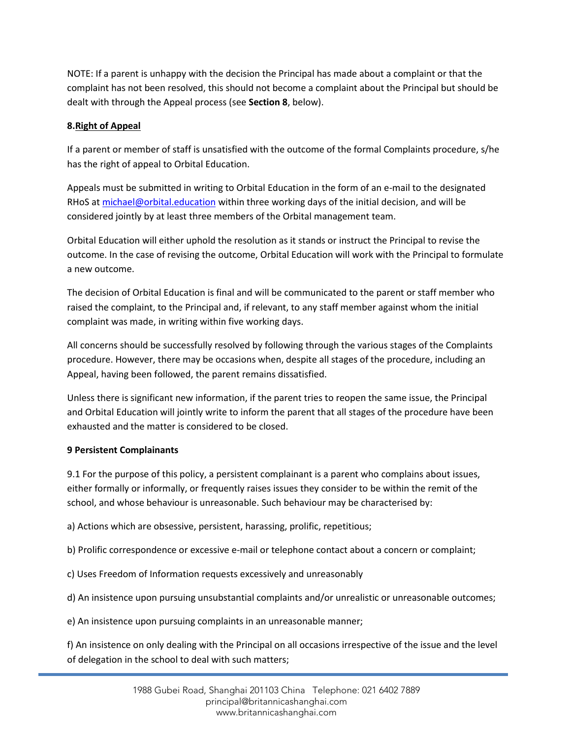NOTE: If a parent is unhappy with the decision the Principal has made about a complaint or that the complaint has not been resolved, this should not become a complaint about the Principal but should be dealt with through the Appeal process (see **Section 8**, below).

## 8. Right of Appeal

If a parent or member of staff is unsatisfied with the outcome of the formal Complaints procedure, s/he has the right of appeal to Orbital Education.

Appeals must be submitted in writing to Orbital Education in the form of an e-mail to the designated RHoS at michael@orbital.education within three working days of the initial decision, and will be considered jointly by at least three members of the Orbital management team.

Orbital Education will either uphold the resolution as it stands or instruct the Principal to revise the outcome. In the case of revising the outcome, Orbital Education will work with the Principal to formulate a new outcome.

The decision of Orbital Education is final and will be communicated to the parent or staff member who raised the complaint, to the Principal and, if relevant, to any staff member against whom the initial complaint was made, in writing within five working days.

All concerns should be successfully resolved by following through the various stages of the Complaints procedure. However, there may be occasions when, despite all stages of the procedure, including an Appeal, having been followed, the parent remains dissatisfied.

Unless there is significant new information, if the parent tries to reopen the same issue, the Principal and Orbital Education will jointly write to inform the parent that all stages of the procedure have been exhausted and the matter is considered to be closed.

## 9 Persistent Complainants

9.1 For the purpose of this policy, a persistent complainant is a parent who complains about issues, either formally or informally, or frequently raises issues they consider to be within the remit of the school, and whose behaviour is unreasonable. Such behaviour may be characterised by:

a) Actions which are obsessive, persistent, harassing, prolific, repetitious;

b) Prolific correspondence or excessive e-mail or telephone contact about a concern or complaint;

c) Uses Freedom of Information requests excessively and unreasonably

d) An insistence upon pursuing unsubstantial complaints and/or unrealistic or unreasonable outcomes;

e) An insistence upon pursuing complaints in an unreasonable manner;

f) An insistence on only dealing with the Principal on all occasions irrespective of the issue and the level of delegation in the school to deal with such matters;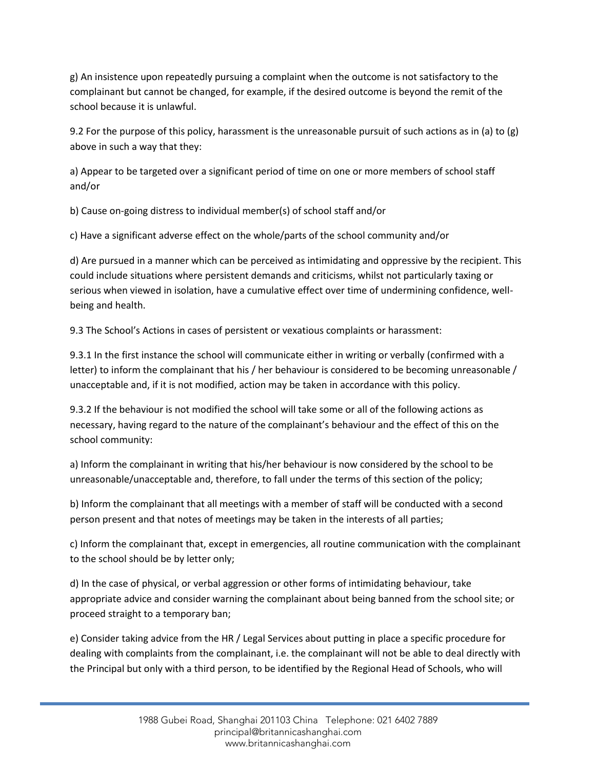g) An insistence upon repeatedly pursuing a complaint when the outcome is not satisfactory to the complainant but cannot be changed, for example, if the desired outcome is beyond the remit of the school because it is unlawful.

9.2 For the purpose of this policy, harassment is the unreasonable pursuit of such actions as in (a) to (g) above in such a way that they:

a) Appear to be targeted over a significant period of time on one or more members of school staff and/or

b) Cause on-going distress to individual member(s) of school staff and/or

c) Have a significant adverse effect on the whole/parts of the school community and/or

d) Are pursued in a manner which can be perceived as intimidating and oppressive by the recipient. This could include situations where persistent demands and criticisms, whilst not particularly taxing or serious when viewed in isolation, have a cumulative effect over time of undermining confidence, well-being and health.

9.3 The School's Actions in cases of persistent or vexatious complaints or harassment:

9.3.1 In the first instance the school will communicate either in writing or verbally (confirmed with a letter) to inform the complainant that his / her behaviour is considered to be becoming unreasonable / unacceptable and, if it is not modified, action may be taken in accordance with this policy.

9.3.2 If the behaviour is not modified the school will take some or all of the following actions as necessary, having regard to the nature of the complainant's behaviour and the effect of this on the school community:

a) Inform the complainant in writing that his/her behaviour is now considered by the school to be unreasonable/unacceptable and, therefore, to fall under the terms of this section of the policy;

b) Inform the complainant that all meetings with a member of staff will be conducted with a second person present and that notes of meetings may be taken in the interests of all parties;

c) Inform the complainant that, except in emergencies, all routine communication with the complainant to the school should be by letter only;

d) In the case of physical, or verbal aggression or other forms of intimidating behaviour, take appropriate advice and consider warning the complainant about being banned from the school site; or proceed straight to a temporary ban;

e) Consider taking advice from the HR / Legal Services about putting in place a specific procedure for dealing with complaints from the complainant, i.e. the complainant will not be able to deal directly with the Principal but only with a third person, to be identified by the Regional Head of Schools, who will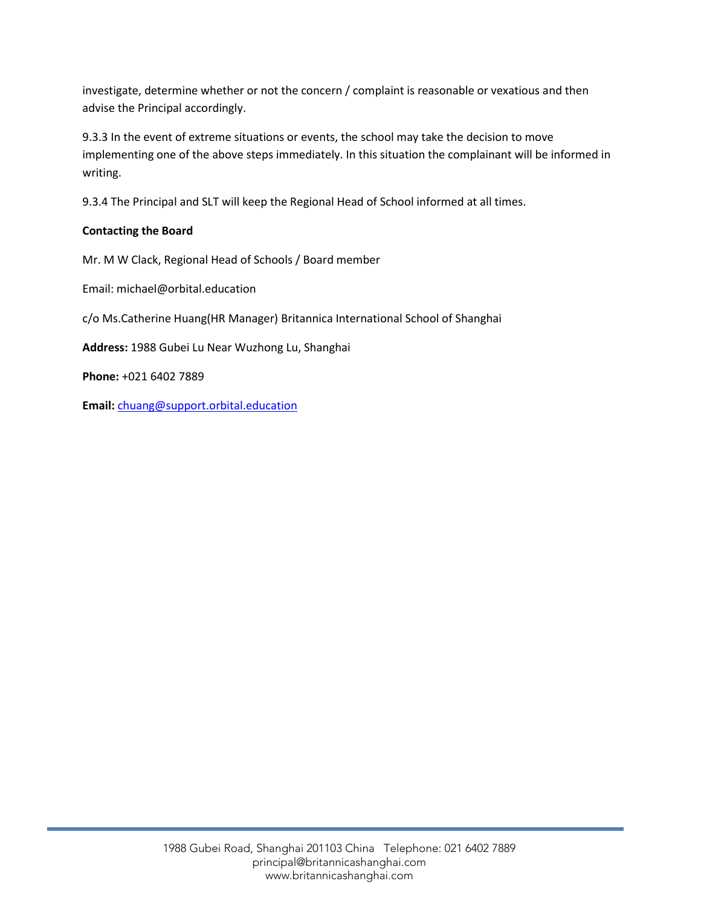investigate, determine whether or not the concern / complaint is reasonable or vexatious and then advise the Principal accordingly.

9.3.3 In the event of extreme situations or events, the school may take the decision to move implementing one of the above steps immediately. In this situation the complainant will be informed in writing.

9.3.4 The Principal and SLT will keep the Regional Head of School informed at all times.

**Contacting the Board**

Mr. M W Clack, Regional Head of Schools / Board member

Email: michael@orbital.education

c/o Ms.Catherine Huang(HR Manager) Britannica International School of Shanghai

**Address:** 1988 Gubei Lu Near Wuzhong Lu, Shanghai

**Phone:** +021 6402 7889

**Email:** chuang@support.orbital.education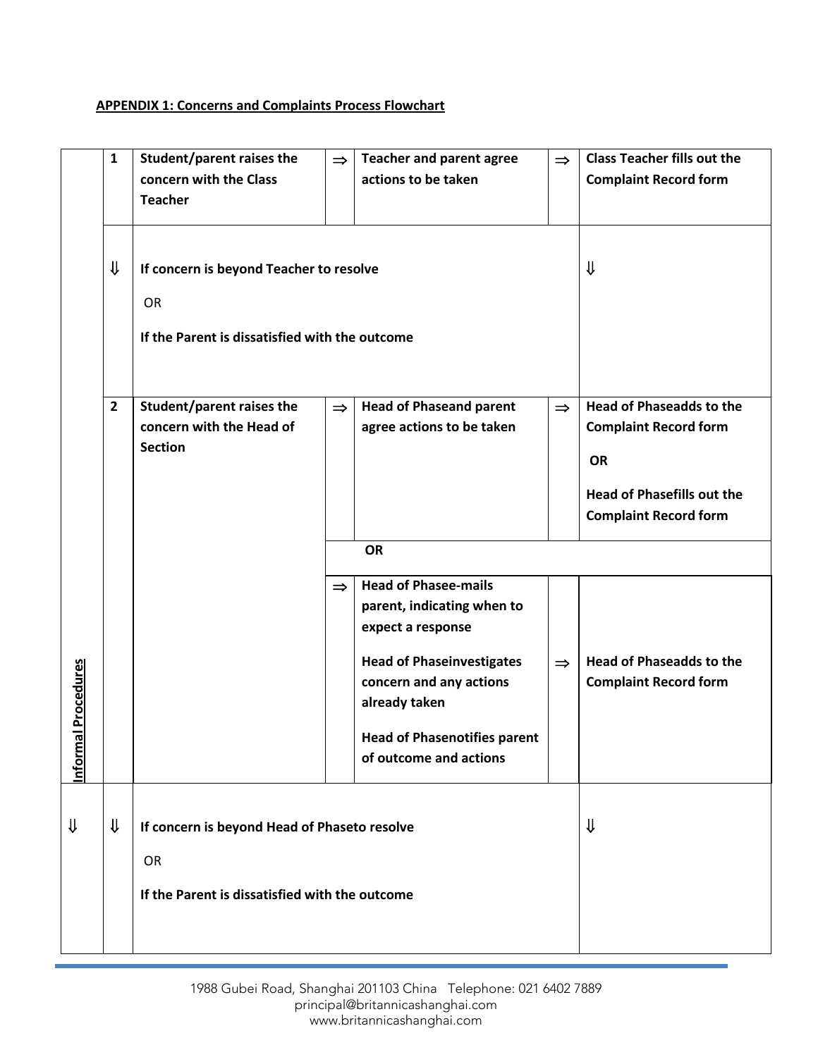**APPENDIX 1: Concerns and Complaints Process Flowchart**

| | | | | | | |
|---|---|---|---|---|---|---|
| Informal Procedures | **1** | **Student/parent raises the concern with the Class Teacher** | ⇒ | **Teacher and parent agree actions to be taken** | ⇒ | **Class Teacher fills out the Complaint Record form** |
| | ⇓ | **If concern is beyond Teacher to resolve**<br><br>OR<br><br>**If the Parent is dissatisfied with the outcome** | | | | ⇓ |
| | **2** | **Student/parent raises the concern with the Head of Section** | ⇒ | **Head of Phaseand parent agree actions to be taken** | ⇒ | **Head of Phaseadds to the Complaint Record form**<br><br>**OR**<br><br>**Head of Phasefills out the Complaint Record form** |
| | | | | **OR** | | |
| | | | ⇒ | **Head of Phasee-mails parent, indicating when to expect a response**<br><br>**Head of Phaseinvestigates concern and any actions already taken**<br><br>**Head of Phasenotifies parent of outcome and actions** | ⇒ | **Head of Phaseadds to the Complaint Record form** |
| ⇓ | ⇓ | **If concern is beyond Head of Phaseto resolve**<br><br>OR<br><br>**If the Parent is dissatisfied with the outcome** | | | | ⇓ |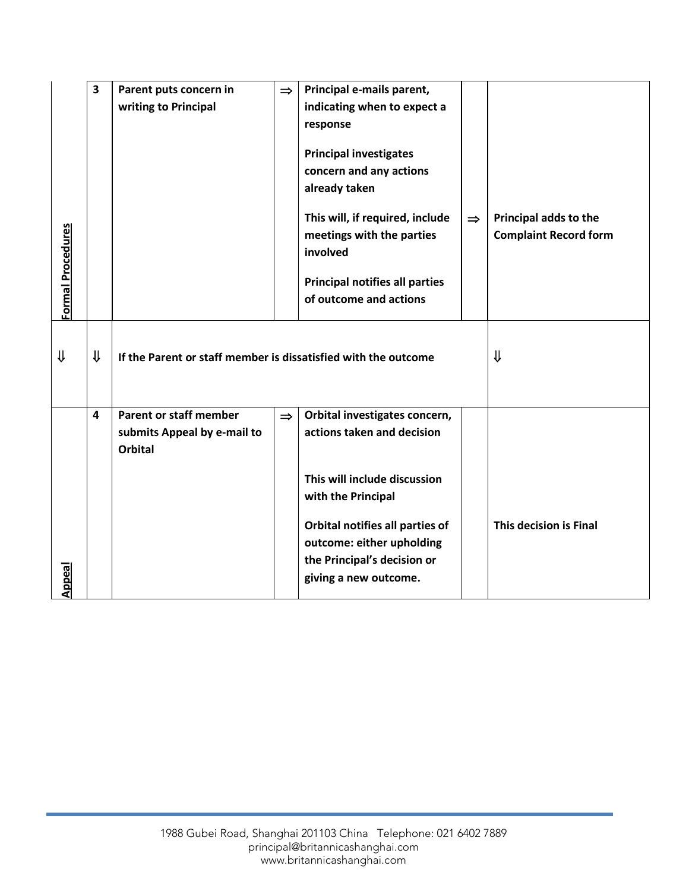| | | | | | | |
|---|---|---|---|---|---|---|
| **Formal Procedures** | **3** | **Parent puts concern in writing to Principal** | ⇒ | **Principal e-mails parent, indicating when to expect a response**<br><br>**Principal investigates concern and any actions already taken**<br><br>**This will, if required, include meetings with the parties involved**<br><br>**Principal notifies all parties of outcome and actions** | ⇒ | **Principal adds to the Complaint Record form** |
| ⇓ | ⇓ | **If the Parent or staff member is dissatisfied with the outcome** | | | | ⇓ |
| **Appeal** | **4** | **Parent or staff member submits Appeal by e-mail to Orbital** | ⇒ | **Orbital investigates concern, actions taken and decision**<br><br>**This will include discussion with the Principal**<br><br>**Orbital notifies all parties of outcome: either upholding the Principal's decision or giving a new outcome.** | | **This decision is Final** |

1988 Gubei Road, Shanghai 201103 China Telephone: 021 6402 7889
principal@britannicashanghai.com
www.britannicashanghai.com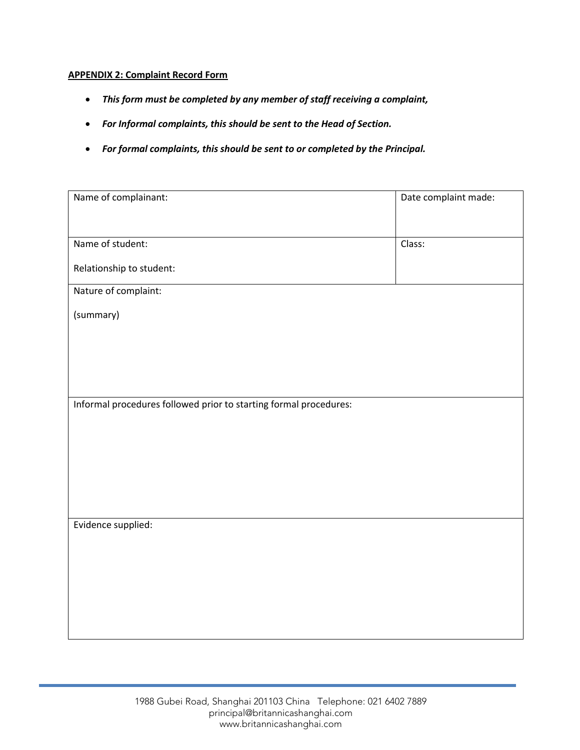**APPENDIX 2: Complaint Record Form**

- ***This form must be completed by any member of staff receiving a complaint,***
- ***For Informal complaints, this should be sent to the Head of Section.***
- ***For formal complaints, this should be sent to or completed by the Principal.***

| Name of complainant: | Date complaint made: |
|---|---|
| Name of student:<br><br>Relationship to student: | Class: |
| Nature of complaint:<br><br>(summary) | |
| Informal procedures followed prior to starting formal procedures: | |
| Evidence supplied: | |

1988 Gubei Road, Shanghai 201103 China Telephone: 021 6402 7889
principal@britannicashanghai.com
www.britannicashanghai.com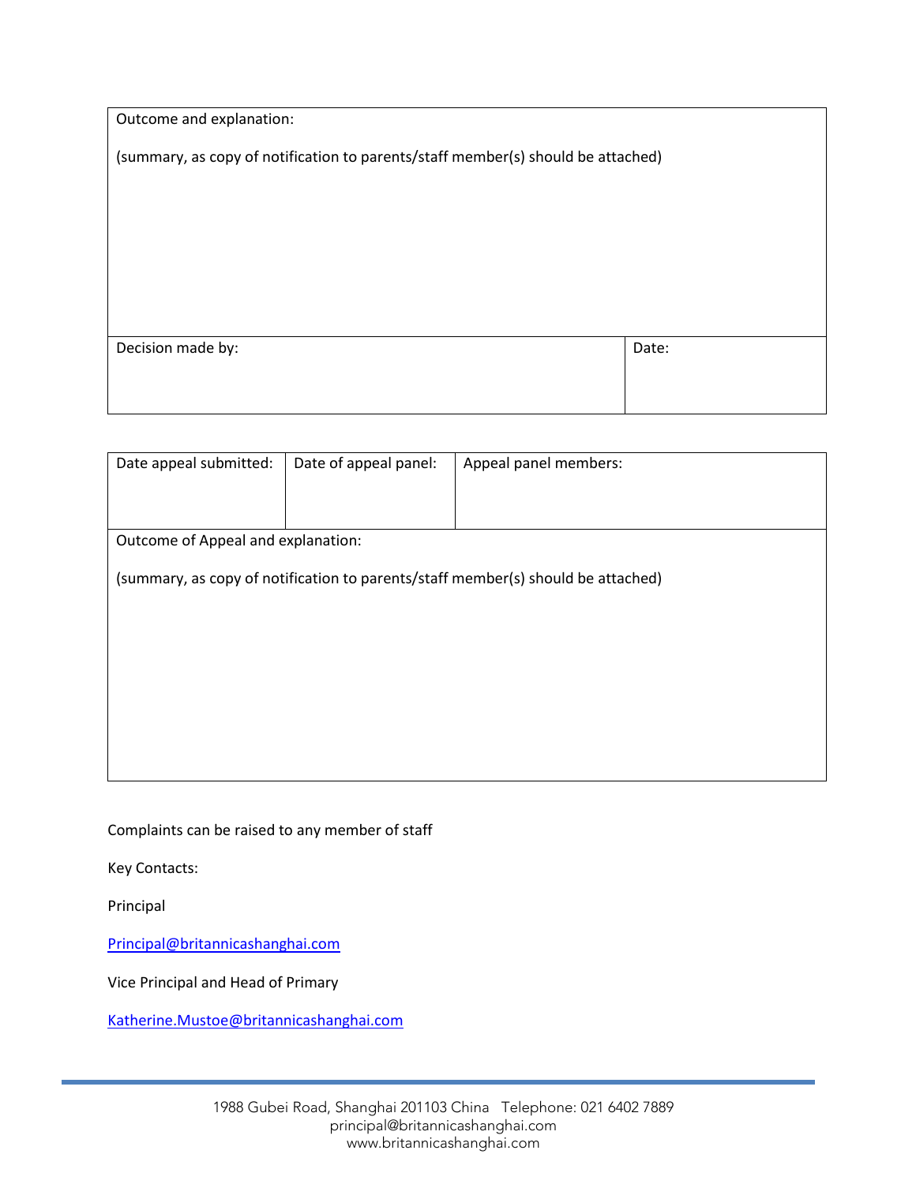| Outcome and explanation:<br><br>(summary, as copy of notification to parents/staff member(s) should be attached) | |
|---|---|
| Decision made by: | Date: |

| Date appeal submitted: | Date of appeal panel: | Appeal panel members: |
|---|---|---|
| Outcome of Appeal and explanation:<br><br>(summary, as copy of notification to parents/staff member(s) should be attached) | | |

Complaints can be raised to any member of staff

Key Contacts:

Principal

Principal@britannicashanghai.com

Vice Principal and Head of Primary

Katherine.Mustoe@britannicashanghai.com

1988 Gubei Road, Shanghai 201103 China Telephone: 021 6402 7889
principal@britannicashanghai.com
www.britannicashanghai.com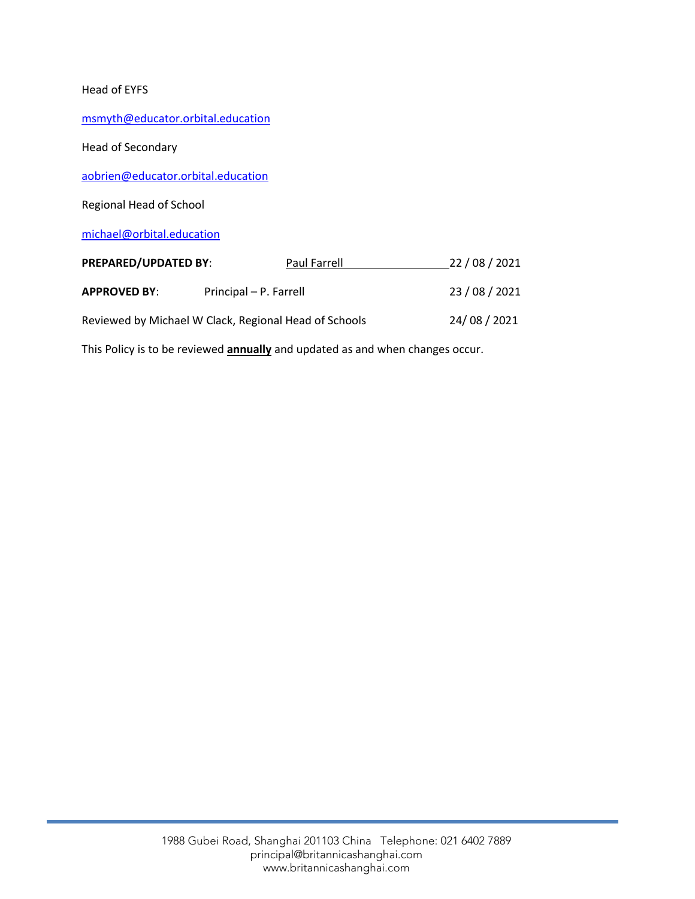Head of EYFS

msmyth@educator.orbital.education

Head of Secondary

aobrien@educator.orbital.education

Regional Head of School

michael@orbital.education

| | | |
|---|---|---|
| **PREPARED/UPDATED BY**: | Paul Farrell | 22 / 08 / 2021 |
| **APPROVED BY**: | Principal – P. Farrell | 23 / 08 / 2021 |
| Reviewed by Michael W Clack, Regional Head of Schools | | 24/ 08 / 2021 |

This Policy is to be reviewed **annually** and updated as and when changes occur.

1988 Gubei Road, Shanghai 201103 China Telephone: 021 6402 7889
principal@britannicashanghai.com
www.britannicashanghai.com